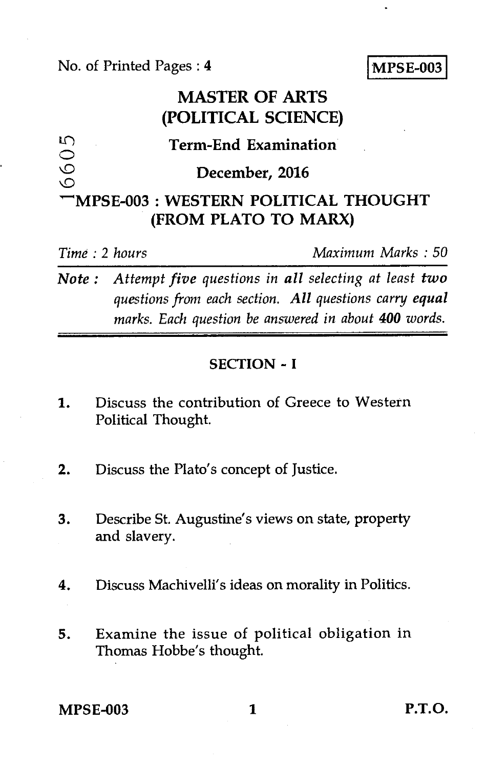No. of Printed Pages : 4

**MPSE-003**

# MASTER OF ARTS (POLITICAL SCIENCE)

## Term-End Examination

## December, 2016

16605

## MPSE-003 : WESTERN POLITICAL THOUGHT (FROM PLATO TO MARX)

*Time : 2 hours* *Maximum Marks : 50*

**Note :** *Attempt five questions in* ***all*** *selecting at least* ***two*** *questions from each section.* ***All*** *questions carry* ***equal*** *marks. Each question be answered in about* ***400*** *words.*

### SECTION - I

1. Discuss the contribution of Greece to Western Political Thought.

2. Discuss the Plato's concept of Justice.

3. Describe St. Augustine's views on state, property and slavery.

4. Discuss Machivelli's ideas on morality in Politics.

5. Examine the issue of political obligation in Thomas Hobbe's thought.

MPSE-003 P.T.O.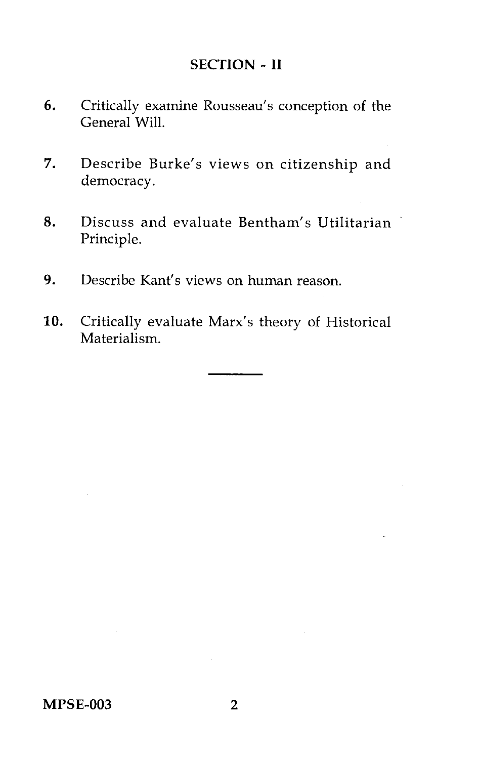## SECTION - II

6. Critically examine Rousseau's conception of the General Will.

7. Describe Burke's views on citizenship and democracy.

8. Discuss and evaluate Bentham's Utilitarian Principle.

9. Describe Kant's views on human reason.

10. Critically evaluate Marx's theory of Historical Materialism.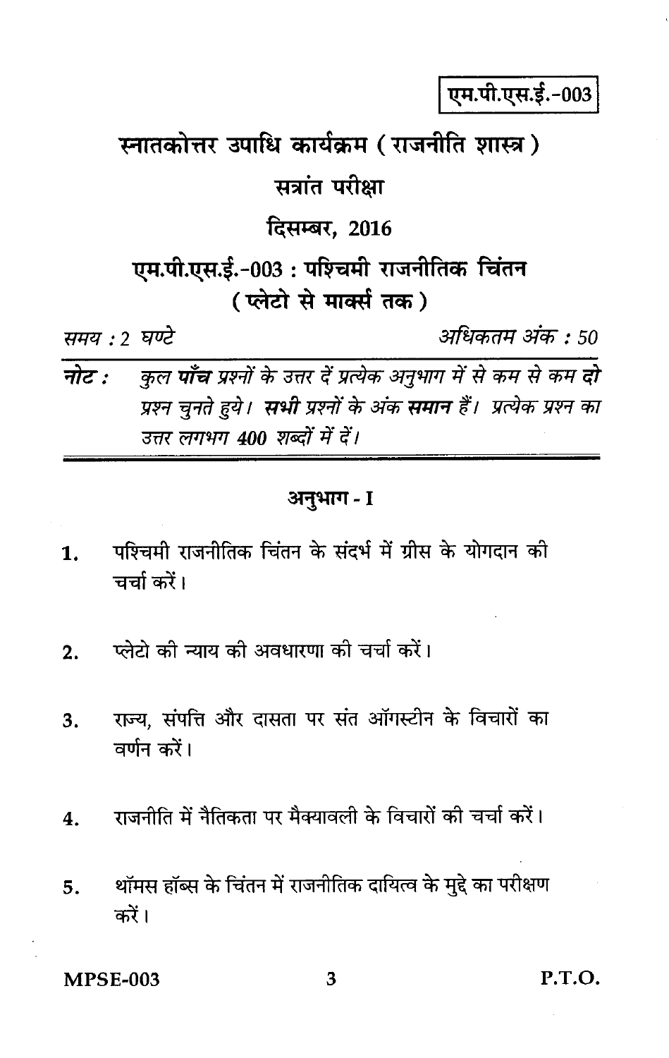एम.पी.एस.ई.-003

# स्नातकोत्तर उपाधि कार्यक्रम ( राजनीति शास्त्र )

## सत्रांत परीक्षा

## दिसम्बर, 2016

## एम.पी.एस.ई.-003 : पश्चिमी राजनीतिक चिंतन ( प्लेटो से मार्क्स तक )

*समय : 2 घण्टे* *अधिकतम अंक : 50*

**नोट :** *कुल **पाँच** प्रश्नों के उत्तर दें प्रत्येक अनुभाग में से कम से कम **दो** प्रश्न चुनते हुये। **सभी** प्रश्नों के अंक **समान** हैं। प्रत्येक प्रश्न का उत्तर लगभग 400 शब्दों में दें।*

---

### अनुभाग - I

1. पश्चिमी राजनीतिक चिंतन के संदर्भ में ग्रीस के योगदान की चर्चा करें।

2. प्लेटो की न्याय की अवधारणा की चर्चा करें।

3. राज्य, संपत्ति और दासता पर संत ऑगस्टीन के विचारों का वर्णन करें।

4. राजनीति में नैतिकता पर मैक्यावली के विचारों की चर्चा करें।

5. थॉमस हॉब्स के चिंतन में राजनीतिक दायित्व के मुद्दे का परीक्षण करें।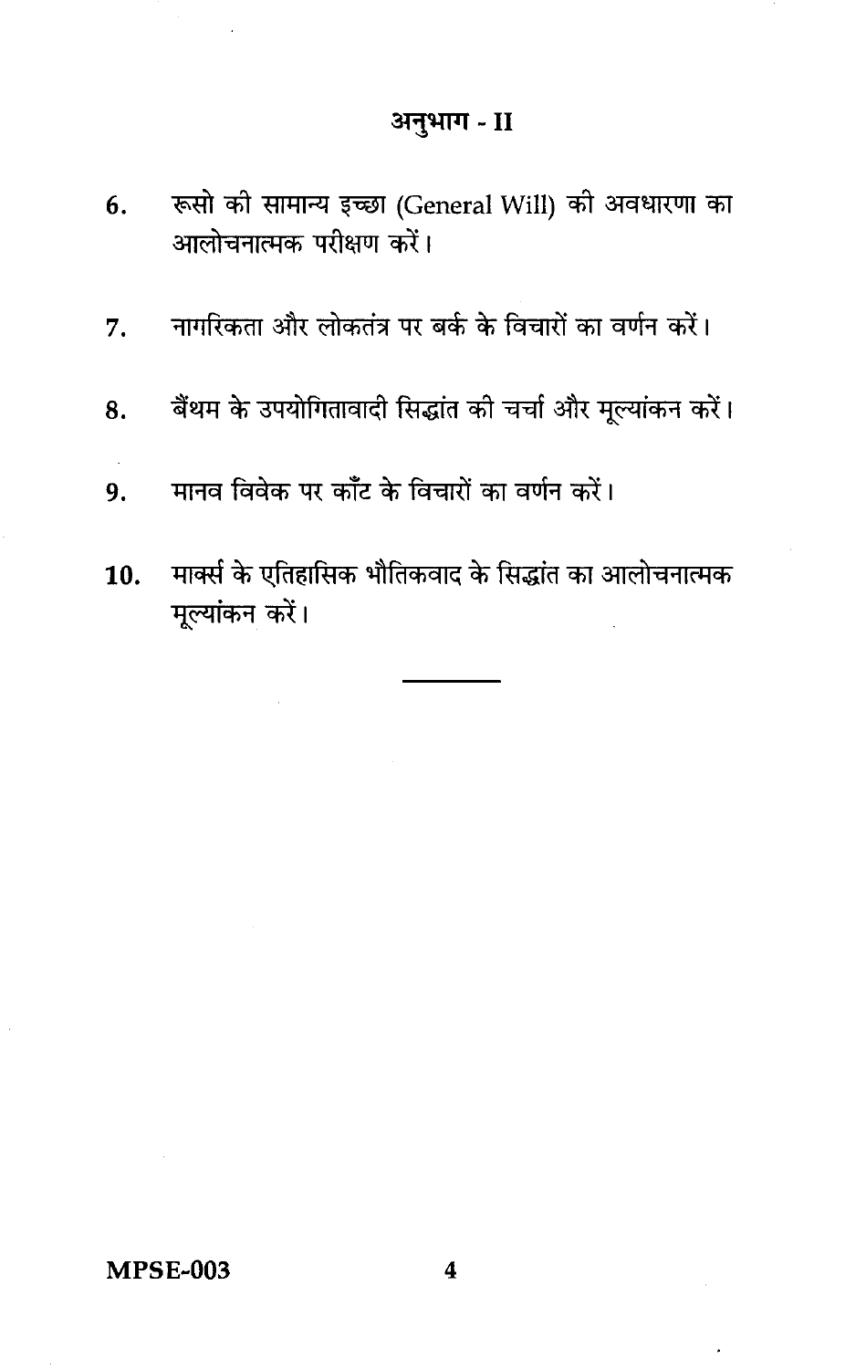## अनुभाग - II

6. रूसो की सामान्य इच्छा (General Will) की अवधारणा का आलोचनात्मक परीक्षण करें।

7. नागरिकता और लोकतंत्र पर बर्क के विचारों का वर्णन करें।

8. बैंथम के उपयोगितावादी सिद्धांत की चर्चा और मूल्यांकन करें।

9. मानव विवेक पर कॉँट के विचारों का वर्णन करें।

10. मार्क्स के एतिहासिक भौतिकवाद के सिद्धांत का आलोचनात्मक मूल्यांकन करें।